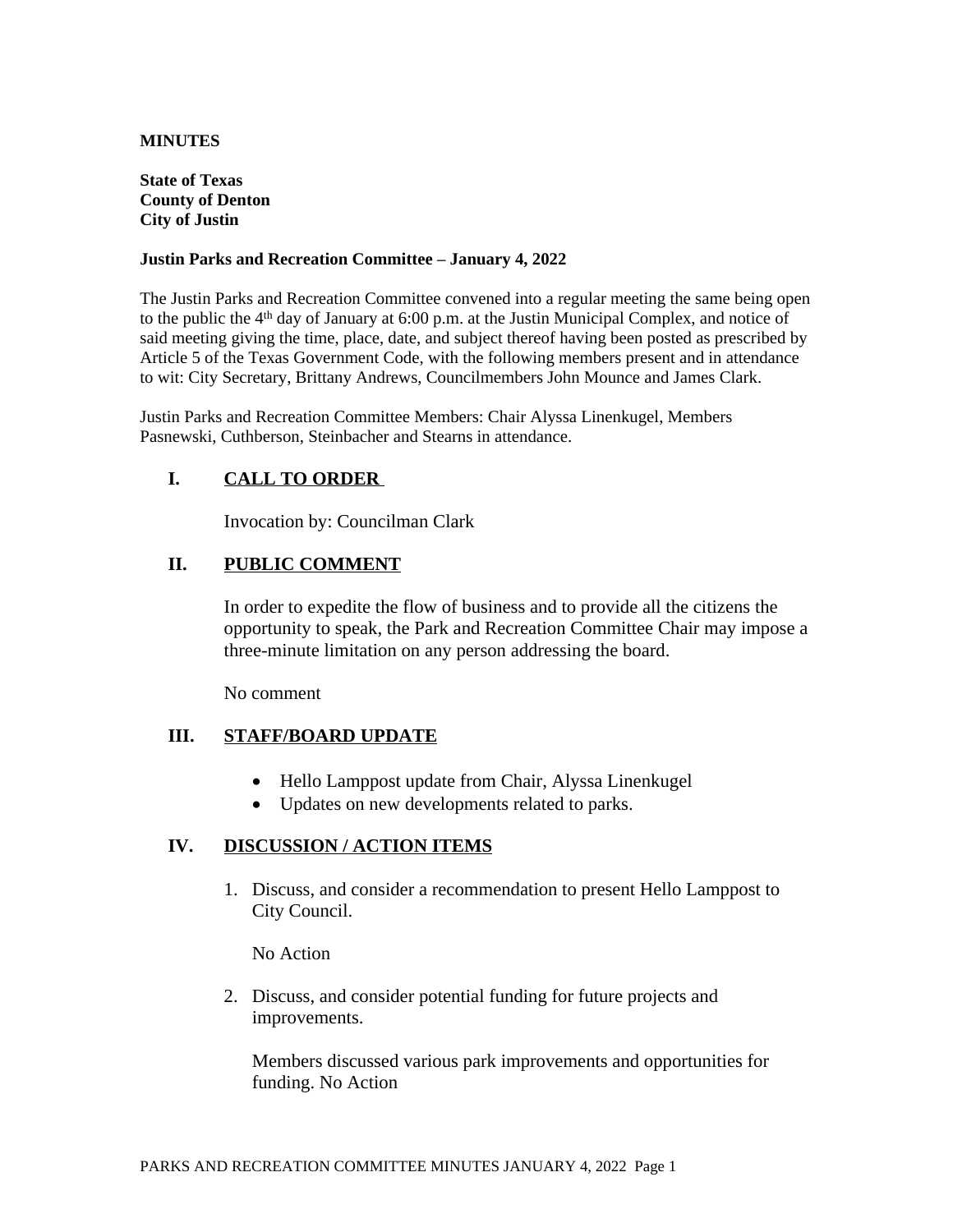**MINUTES**

**State of Texas**
**County of Denton**
**City of Justin**

**Justin Parks and Recreation Committee – January 4, 2022**

The Justin Parks and Recreation Committee convened into a regular meeting the same being open to the public the 4th day of January at 6:00 p.m. at the Justin Municipal Complex, and notice of said meeting giving the time, place, date, and subject thereof having been posted as prescribed by Article 5 of the Texas Government Code, with the following members present and in attendance to wit: City Secretary, Brittany Andrews, Councilmembers John Mounce and James Clark.

Justin Parks and Recreation Committee Members: Chair Alyssa Linenkugel, Members Pasnewski, Cuthberson, Steinbacher and Stearns in attendance.

## I. CALL TO ORDER

Invocation by: Councilman Clark

## II. PUBLIC COMMENT

In order to expedite the flow of business and to provide all the citizens the opportunity to speak, the Park and Recreation Committee Chair may impose a three-minute limitation on any person addressing the board.

No comment

## III. STAFF/BOARD UPDATE

- Hello Lamppost update from Chair, Alyssa Linenkugel
- Updates on new developments related to parks.

## IV. DISCUSSION / ACTION ITEMS

1. Discuss, and consider a recommendation to present Hello Lamppost to City Council.

   No Action

2. Discuss, and consider potential funding for future projects and improvements.

   Members discussed various park improvements and opportunities for funding. No Action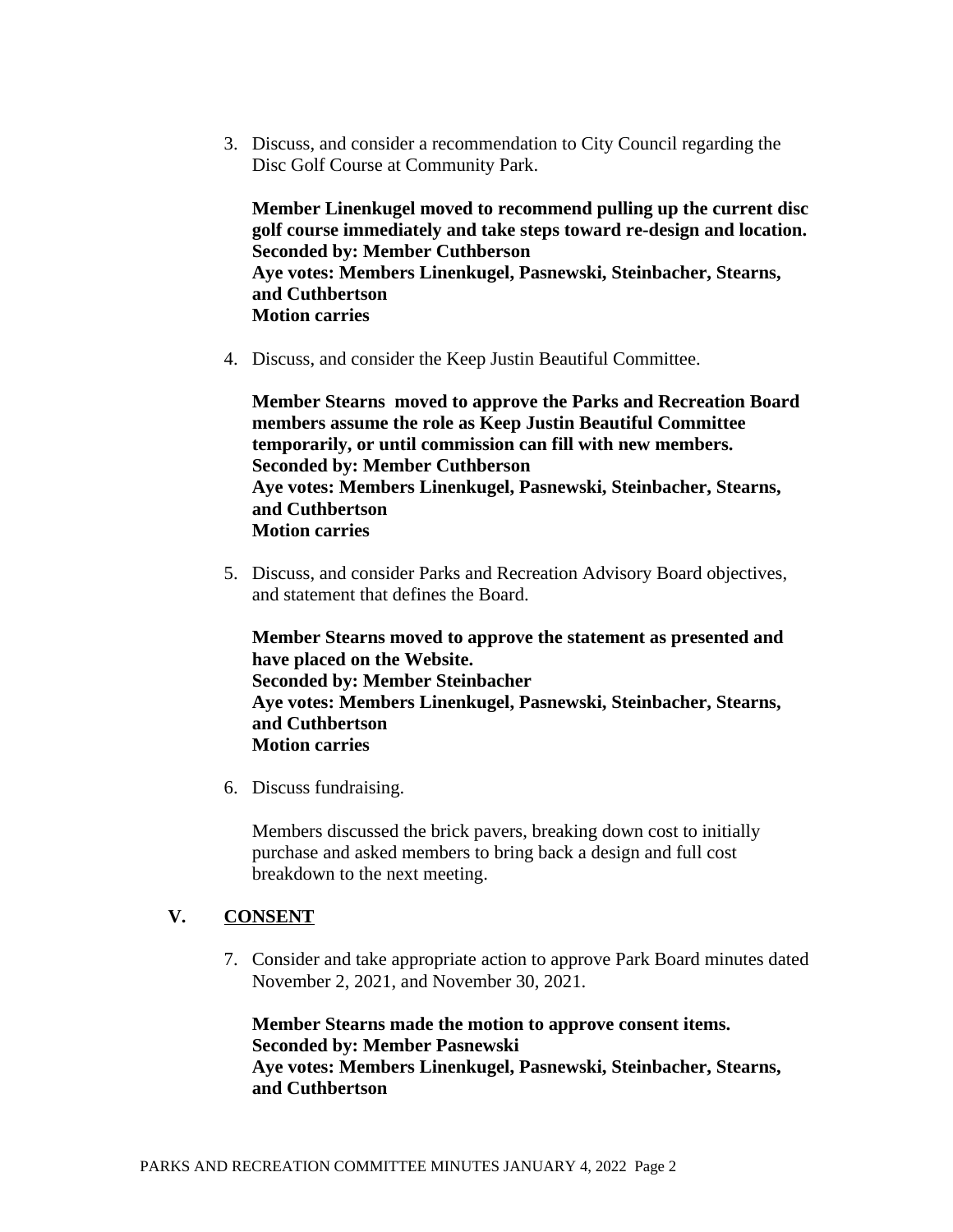3. Discuss, and consider a recommendation to City Council regarding the Disc Golf Course at Community Park.

   **Member Linenkugel moved to recommend pulling up the current disc golf course immediately and take steps toward re-design and location.**
   **Seconded by: Member Cuthberson**
   **Aye votes: Members Linenkugel, Pasnewski, Steinbacher, Stearns, and Cuthbertson**
   **Motion carries**

4. Discuss, and consider the Keep Justin Beautiful Committee.

   **Member Stearns moved to approve the Parks and Recreation Board members assume the role as Keep Justin Beautiful Committee temporarily, or until commission can fill with new members.**
   **Seconded by: Member Cuthberson**
   **Aye votes: Members Linenkugel, Pasnewski, Steinbacher, Stearns, and Cuthbertson**
   **Motion carries**

5. Discuss, and consider Parks and Recreation Advisory Board objectives, and statement that defines the Board.

   **Member Stearns moved to approve the statement as presented and have placed on the Website.**
   **Seconded by: Member Steinbacher**
   **Aye votes: Members Linenkugel, Pasnewski, Steinbacher, Stearns, and Cuthbertson**
   **Motion carries**

6. Discuss fundraising.

   Members discussed the brick pavers, breaking down cost to initially purchase and asked members to bring back a design and full cost breakdown to the next meeting.

## V. CONSENT

7. Consider and take appropriate action to approve Park Board minutes dated November 2, 2021, and November 30, 2021.

   **Member Stearns made the motion to approve consent items.**
   **Seconded by: Member Pasnewski**
   **Aye votes: Members Linenkugel, Pasnewski, Steinbacher, Stearns, and Cuthbertson**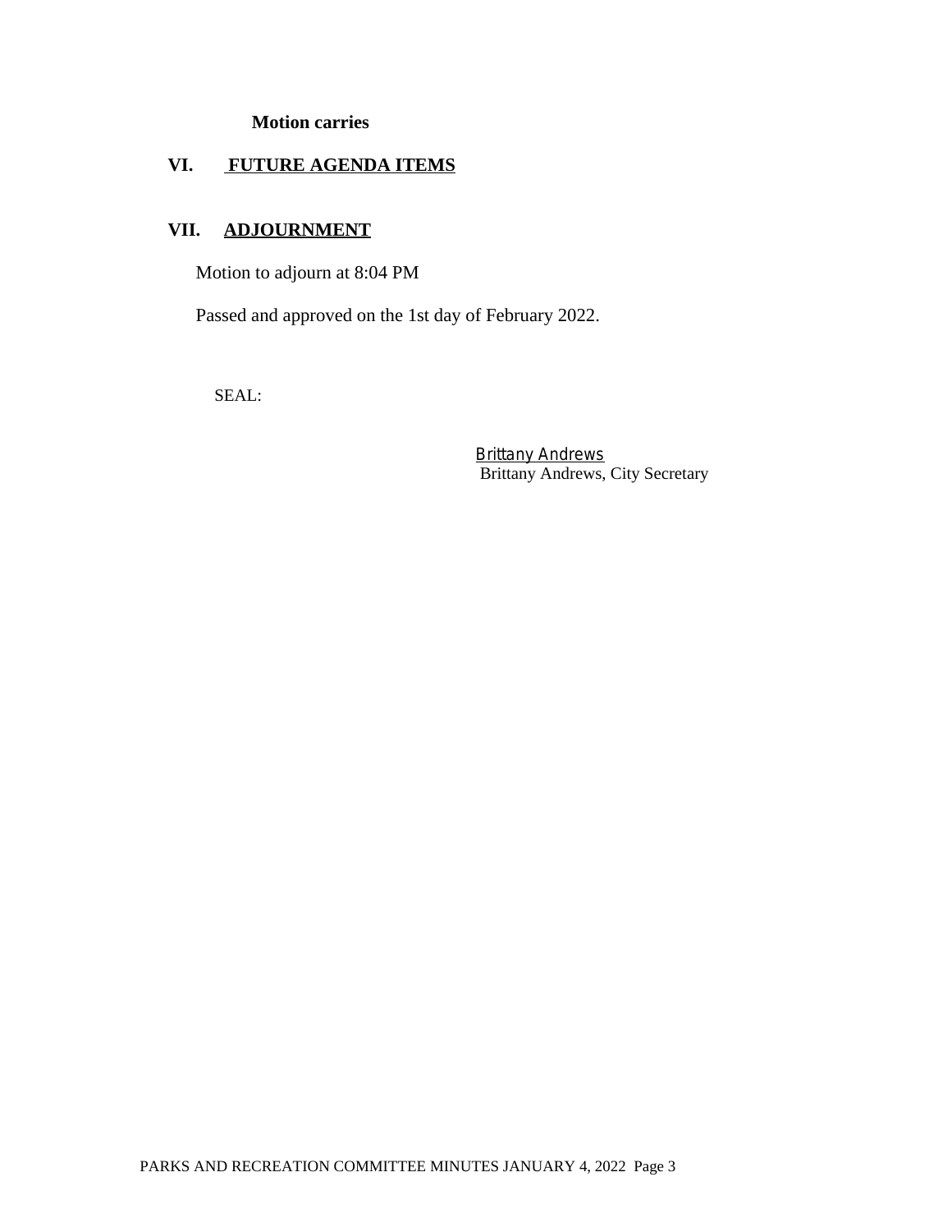**Motion carries**

## VI. FUTURE AGENDA ITEMS

## VII. ADJOURNMENT

Motion to adjourn at 8:04 PM

Passed and approved on the 1st day of February 2022.

SEAL:

Brittany Andrews
Brittany Andrews, City Secretary